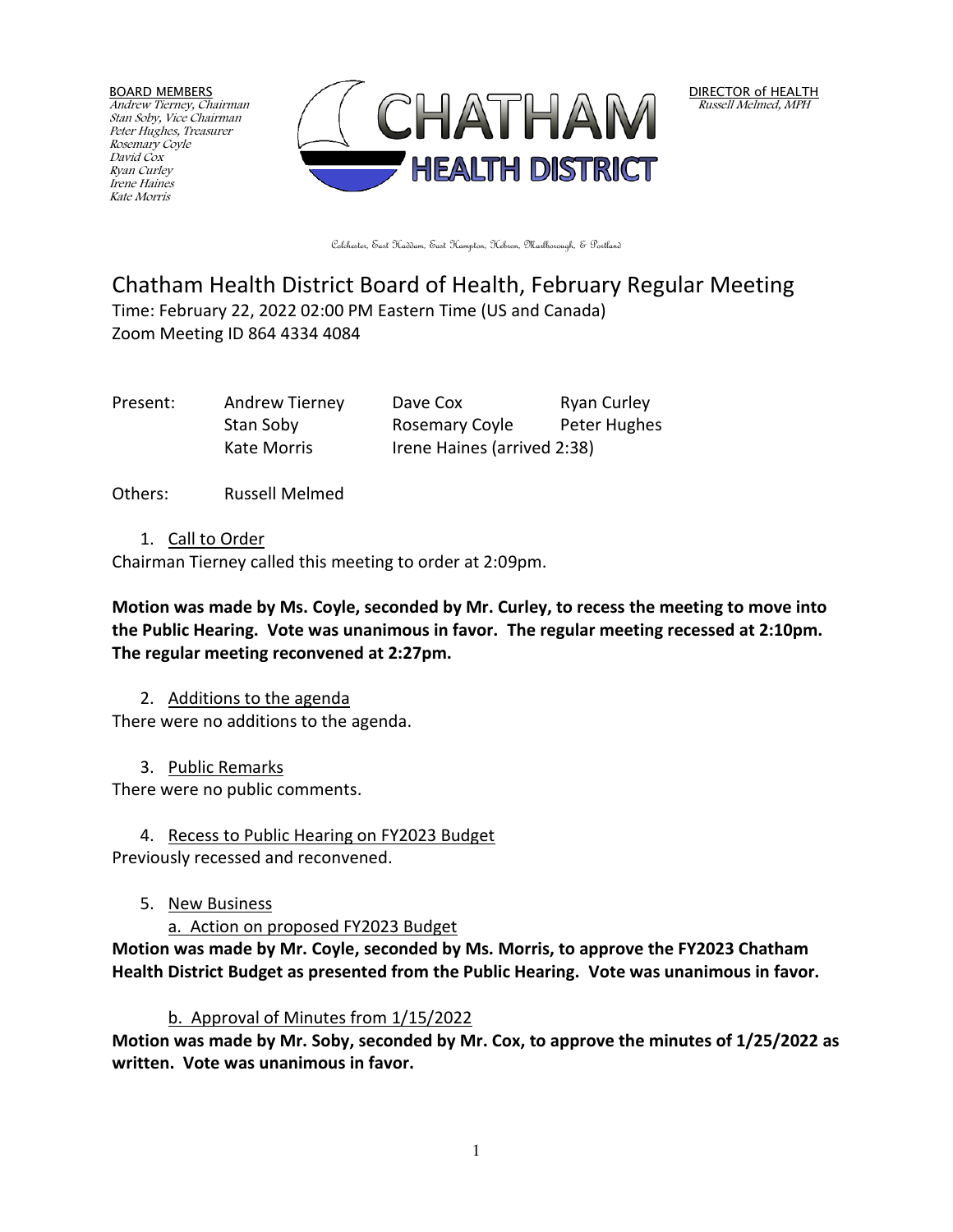BOARD MEMBERS
*Andrew Tierney, Chairman*
*Stan Soby, Vice Chairman*
*Peter Hughes, Treasurer*
*Rosemary Coyle*
*David Cox*
*Ryan Curley*
*Irene Haines*
*Kate Morris*

CHATHAM HEALTH DISTRICT

DIRECTOR of HEALTH
*Russell Melmed, MPH*

Colchester, East Haddam, East Hampton, Hebron, Marlborough, & Portland

# Chatham Health District Board of Health, February Regular Meeting

Time: February 22, 2022 02:00 PM Eastern Time (US and Canada)
Zoom Meeting ID 864 4334 4084

| Present: | Andrew Tierney | Dave Cox | Ryan Curley |
|---|---|---|---|
| | Stan Soby | Rosemary Coyle | Peter Hughes |
| | Kate Morris | Irene Haines (arrived 2:38) | |

Others: Russell Melmed

1. Call to Order

Chairman Tierney called this meeting to order at 2:09pm.

**Motion was made by Ms. Coyle, seconded by Mr. Curley, to recess the meeting to move into the Public Hearing. Vote was unanimous in favor. The regular meeting recessed at 2:10pm. The regular meeting reconvened at 2:27pm.**

2. Additions to the agenda

There were no additions to the agenda.

3. Public Remarks

There were no public comments.

4. Recess to Public Hearing on FY2023 Budget

Previously recessed and reconvened.

5. New Business

   a. Action on proposed FY2023 Budget

**Motion was made by Mr. Coyle, seconded by Ms. Morris, to approve the FY2023 Chatham Health District Budget as presented from the Public Hearing. Vote was unanimous in favor.**

   b. Approval of Minutes from 1/15/2022

**Motion was made by Mr. Soby, seconded by Mr. Cox, to approve the minutes of 1/25/2022 as written. Vote was unanimous in favor.**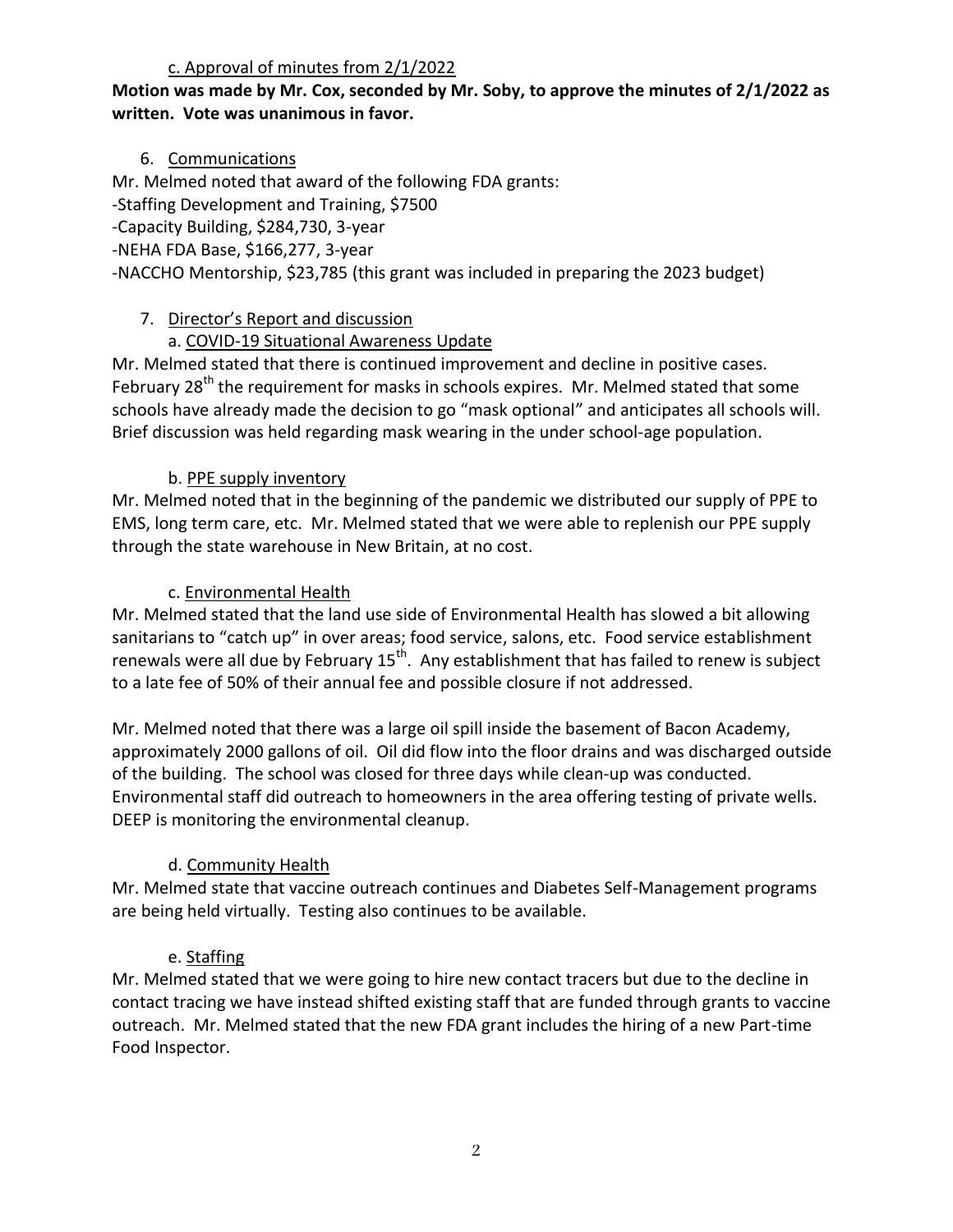c. Approval of minutes from 2/1/2022

**Motion was made by Mr. Cox, seconded by Mr. Soby, to approve the minutes of 2/1/2022 as written. Vote was unanimous in favor.**

6. Communications

Mr. Melmed noted that award of the following FDA grants:

-Staffing Development and Training, $7500

-Capacity Building, $284,730, 3-year

-NEHA FDA Base, $166,277, 3-year

-NACCHO Mentorship, $23,785 (this grant was included in preparing the 2023 budget)

7. Director's Report and discussion

a. COVID-19 Situational Awareness Update

Mr. Melmed stated that there is continued improvement and decline in positive cases. February 28th the requirement for masks in schools expires. Mr. Melmed stated that some schools have already made the decision to go "mask optional" and anticipates all schools will. Brief discussion was held regarding mask wearing in the under school-age population.

b. PPE supply inventory

Mr. Melmed noted that in the beginning of the pandemic we distributed our supply of PPE to EMS, long term care, etc. Mr. Melmed stated that we were able to replenish our PPE supply through the state warehouse in New Britain, at no cost.

c. Environmental Health

Mr. Melmed stated that the land use side of Environmental Health has slowed a bit allowing sanitarians to "catch up" in over areas; food service, salons, etc. Food service establishment renewals were all due by February 15th. Any establishment that has failed to renew is subject to a late fee of 50% of their annual fee and possible closure if not addressed.

Mr. Melmed noted that there was a large oil spill inside the basement of Bacon Academy, approximately 2000 gallons of oil. Oil did flow into the floor drains and was discharged outside of the building. The school was closed for three days while clean-up was conducted. Environmental staff did outreach to homeowners in the area offering testing of private wells. DEEP is monitoring the environmental cleanup.

d. Community Health

Mr. Melmed state that vaccine outreach continues and Diabetes Self-Management programs are being held virtually. Testing also continues to be available.

e. Staffing

Mr. Melmed stated that we were going to hire new contact tracers but due to the decline in contact tracing we have instead shifted existing staff that are funded through grants to vaccine outreach. Mr. Melmed stated that the new FDA grant includes the hiring of a new Part-time Food Inspector.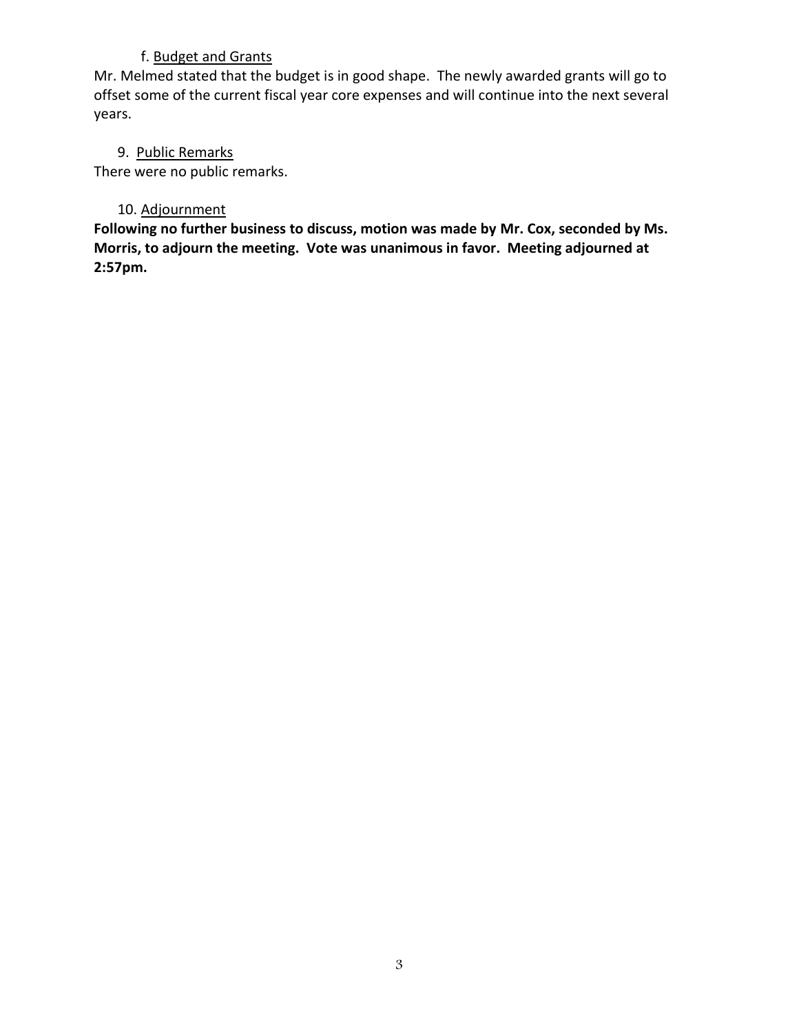f. <u>Budget and Grants</u>

Mr. Melmed stated that the budget is in good shape. The newly awarded grants will go to offset some of the current fiscal year core expenses and will continue into the next several years.

9. <u>Public Remarks</u>

There were no public remarks.

10. <u>Adjournment</u>

**Following no further business to discuss, motion was made by Mr. Cox, seconded by Ms. Morris, to adjourn the meeting. Vote was unanimous in favor. Meeting adjourned at 2:57pm.**